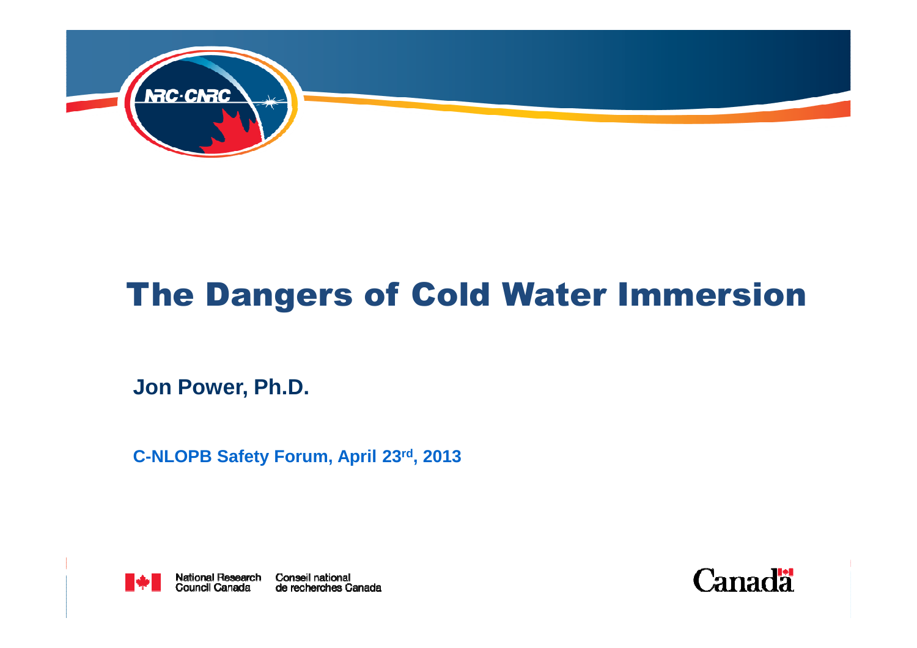# The Dangers of Cold Water Immersion

**Jon Power, Ph.D.**

**C-NLOPB Safety Forum, April 23rd, 2013**

National Research Council Canada | Conseil national de recherches Canada

Canada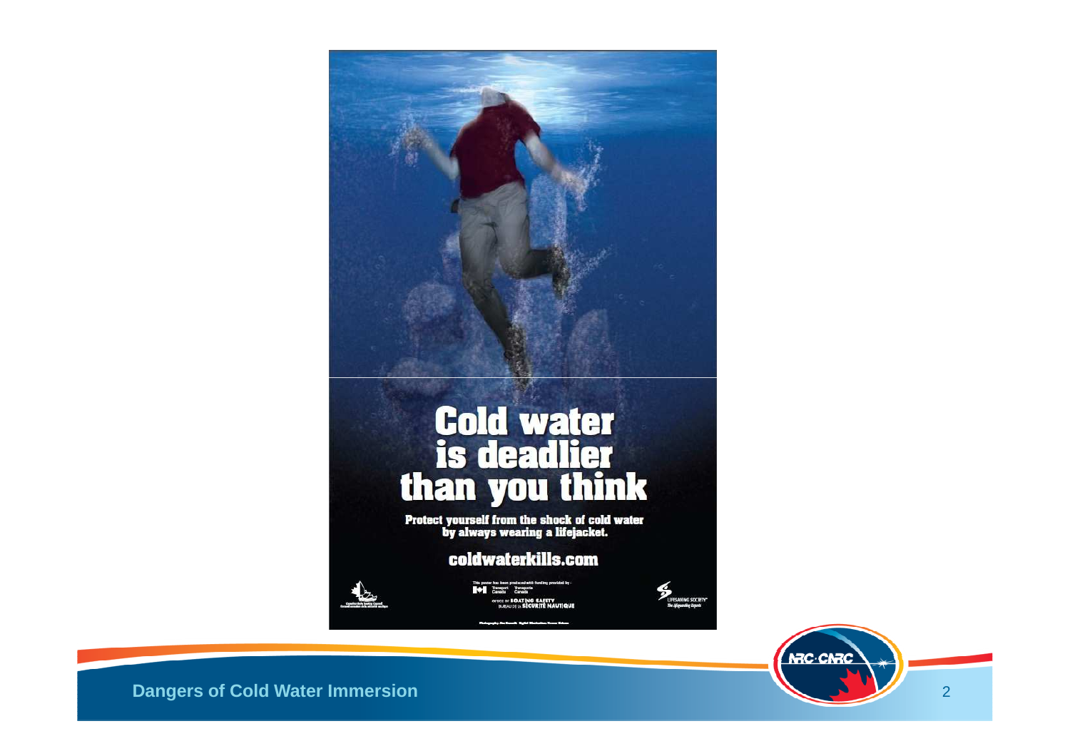# Cold water is deadlier than you think

Protect yourself from the shock of cold water by always wearing a lifejacket.

**coldwaterkills.com**

This poster has been produced with funding provided by - Transport Canada / Transports Canada

OFFICE OF BOATING SAFETY / BUREAU DE LA SÉCURITÉ NAUTIQUE

Canadian Safe Boating Council / Conseil canadien de la sécurité nautique

LIFESAVING SOCIETY® The lifeguarding Experts

Dangers of Cold Water Immersion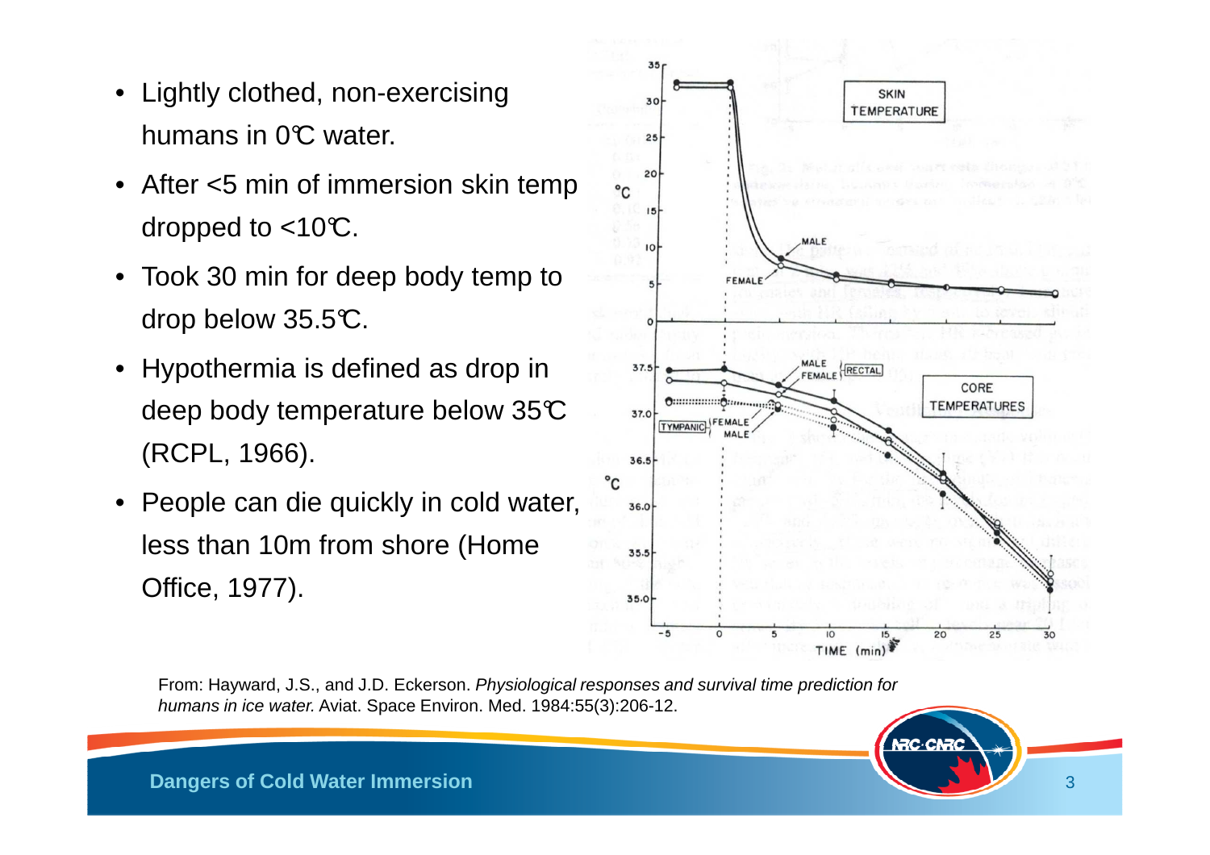- Lightly clothed, non-exercising humans in 0℃ water.
- After <5 min of immersion skin temp dropped to <10℃.
- Took 30 min for deep body temp to drop below 35.5℃.
- Hypothermia is defined as drop in deep body temperature below 35℃ (RCPL, 1966).
- People can die quickly in cold water, less than 10m from shore (Home Office, 1977).

From: Hayward, J.S., and J.D. Eckerson. *Physiological responses and survival time prediction for humans in ice water.* Aviat. Space Environ. Med. 1984:55(3):206-12.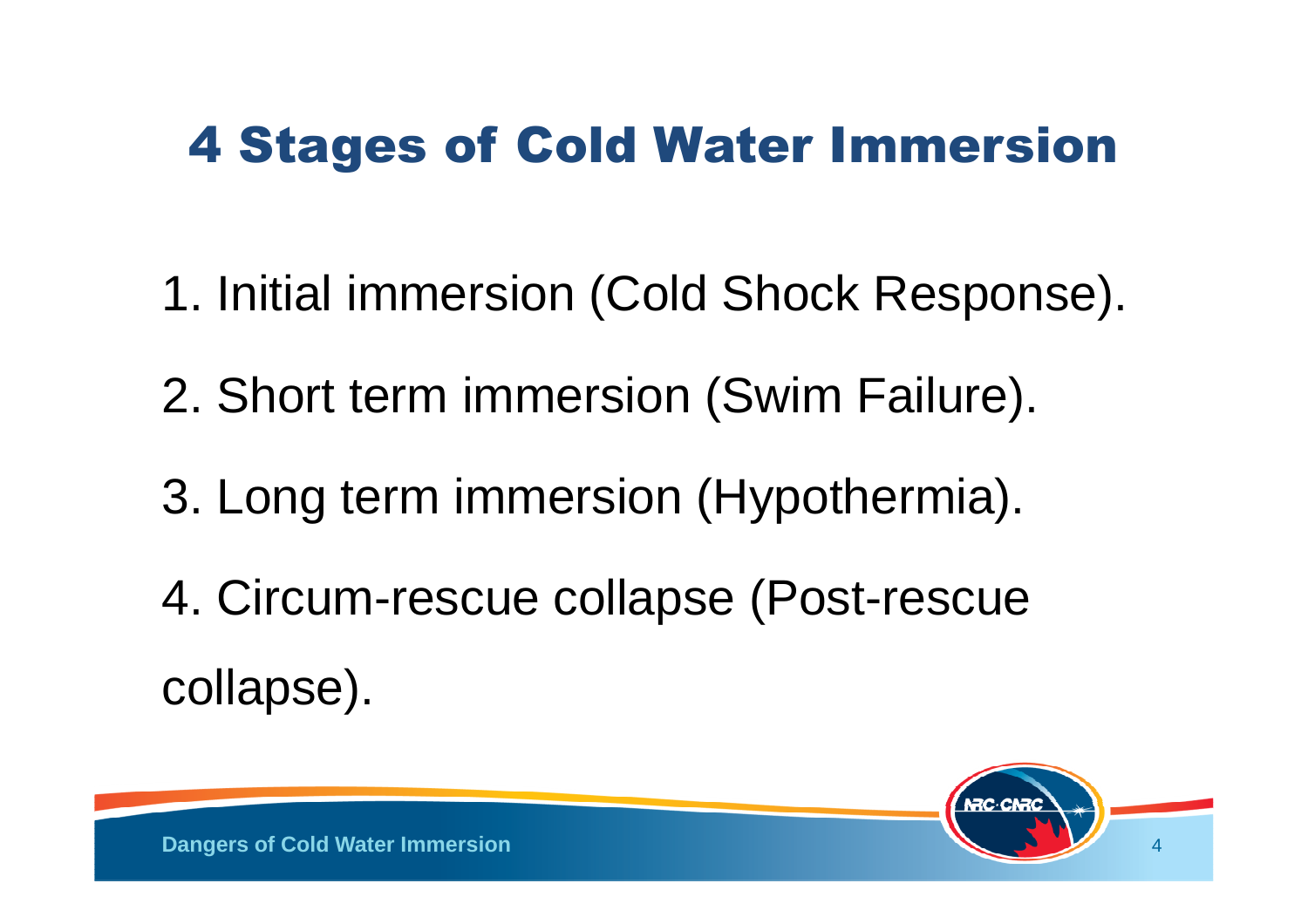# 4 Stages of Cold Water Immersion

1. Initial immersion (Cold Shock Response).
2. Short term immersion (Swim Failure).
3. Long term immersion (Hypothermia).
4. Circum-rescue collapse (Post-rescue collapse).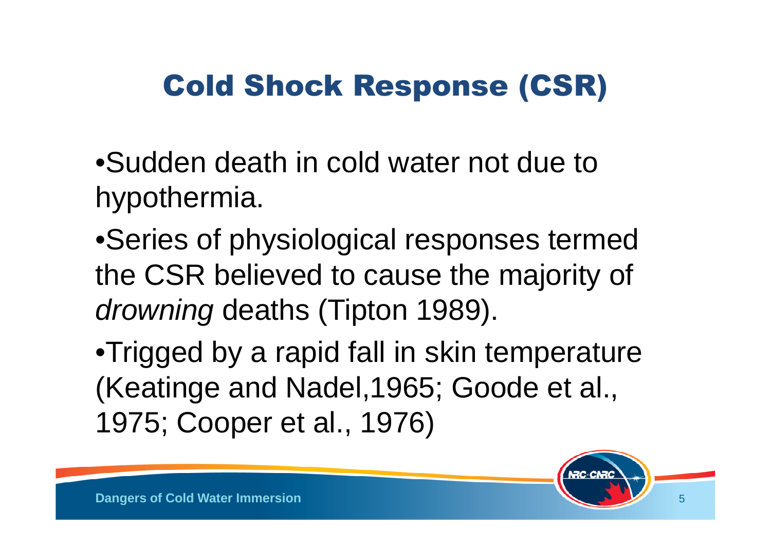# Cold Shock Response (CSR)

- Sudden death in cold water not due to hypothermia.
- Series of physiological responses termed the CSR believed to cause the majority of *drowning* deaths (Tipton 1989).
- Trigged by a rapid fall in skin temperature (Keatinge and Nadel,1965; Goode et al., 1975; Cooper et al., 1976)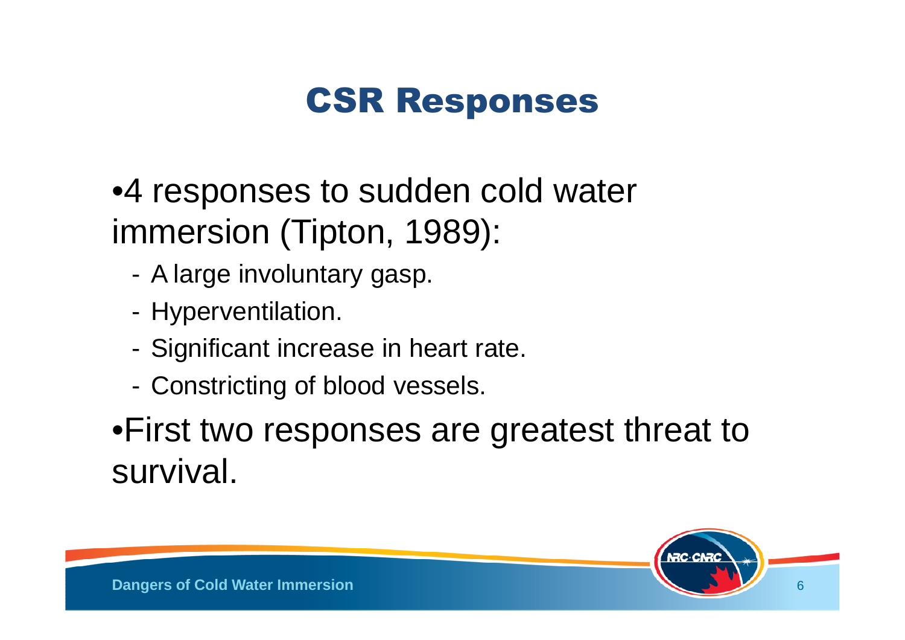# CSR Responses

- 4 responses to sudden cold water immersion (Tipton, 1989):
  - A large involuntary gasp.
  - Hyperventilation.
  - Significant increase in heart rate.
  - Constricting of blood vessels.
- First two responses are greatest threat to survival.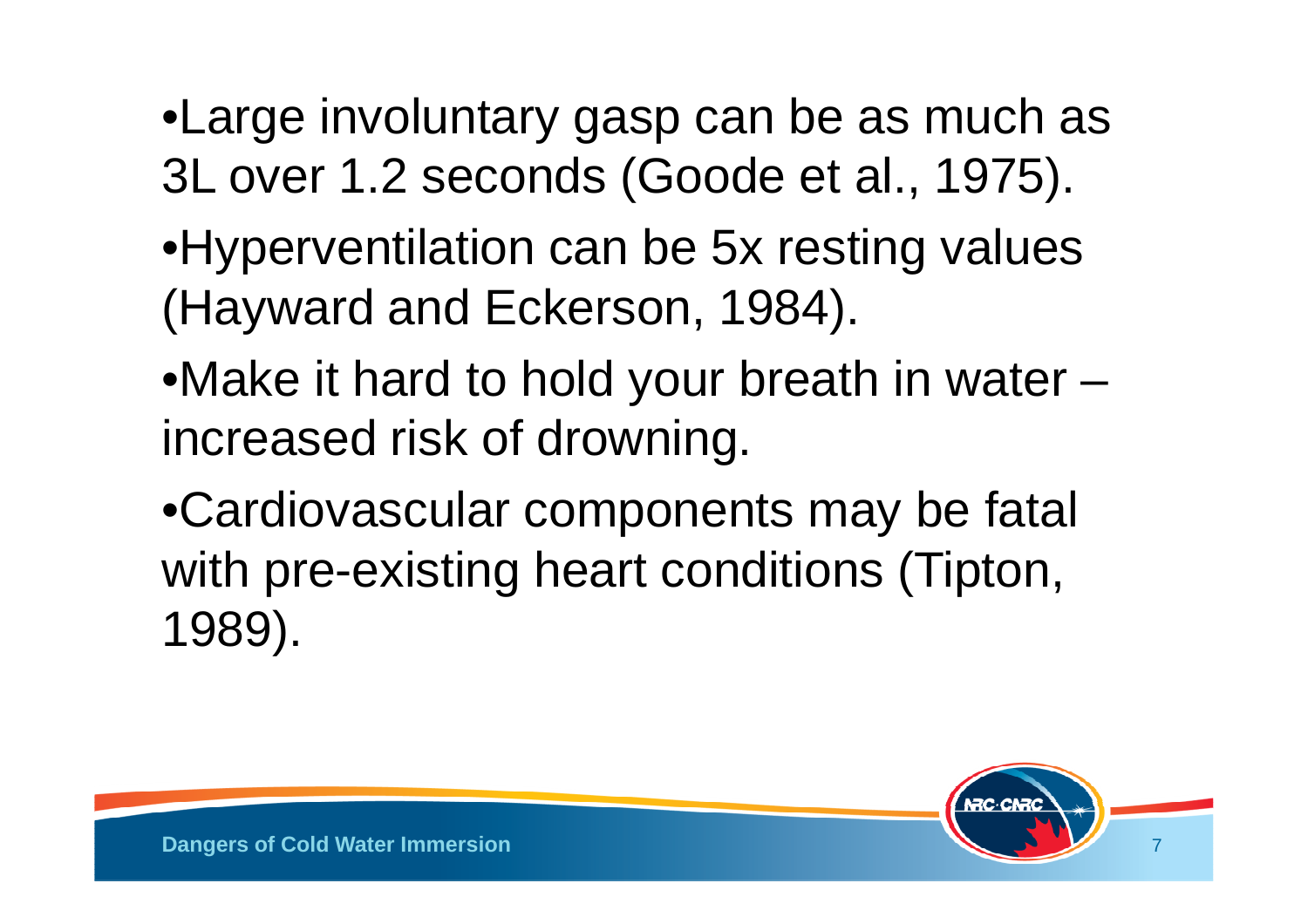- Large involuntary gasp can be as much as 3L over 1.2 seconds (Goode et al., 1975).
- Hyperventilation can be 5x resting values (Hayward and Eckerson, 1984).
- Make it hard to hold your breath in water – increased risk of drowning.
- Cardiovascular components may be fatal with pre-existing heart conditions (Tipton, 1989).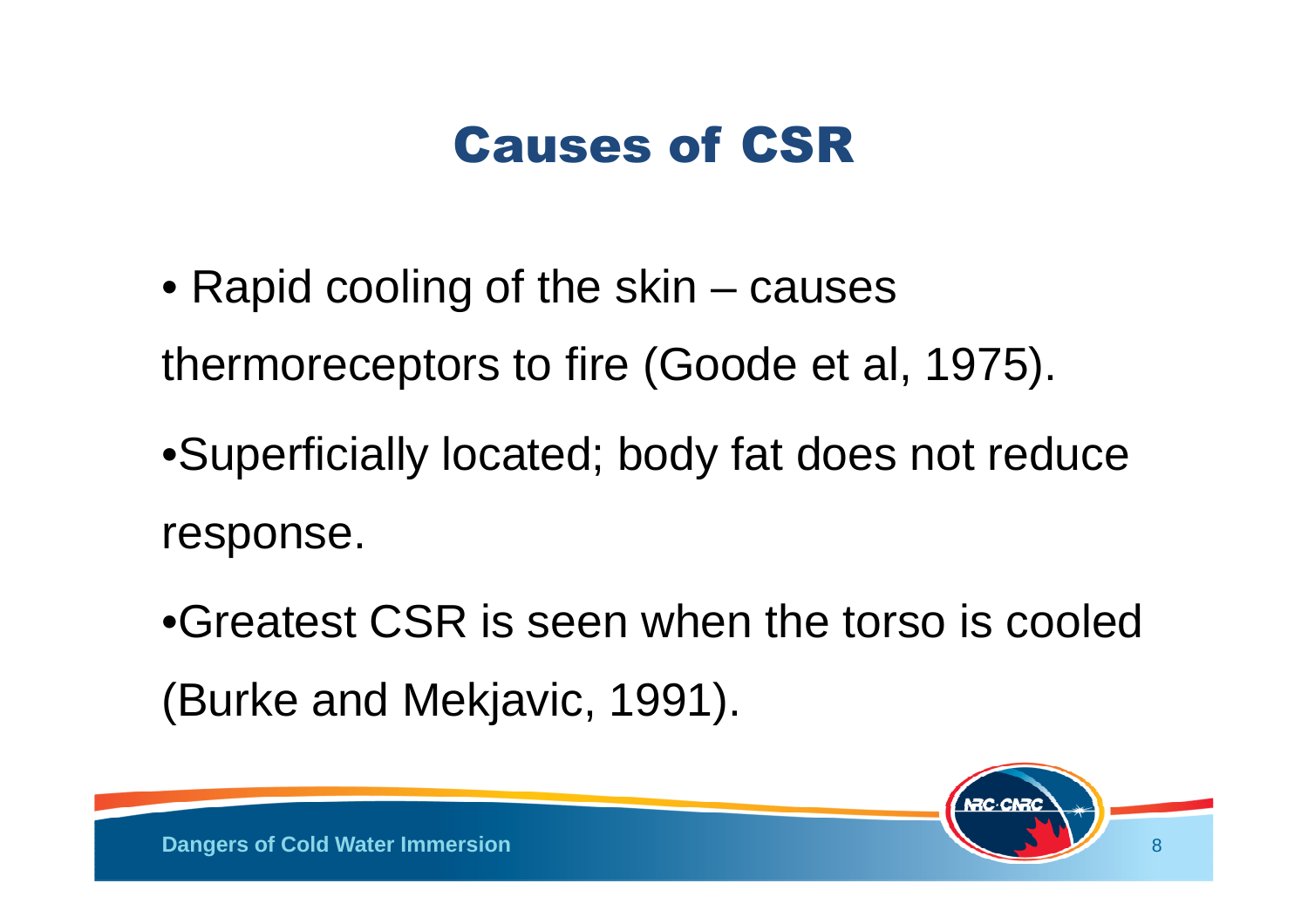# Causes of CSR

- Rapid cooling of the skin – causes thermoreceptors to fire (Goode et al, 1975).
- Superficially located; body fat does not reduce response.
- Greatest CSR is seen when the torso is cooled (Burke and Mekjavic, 1991).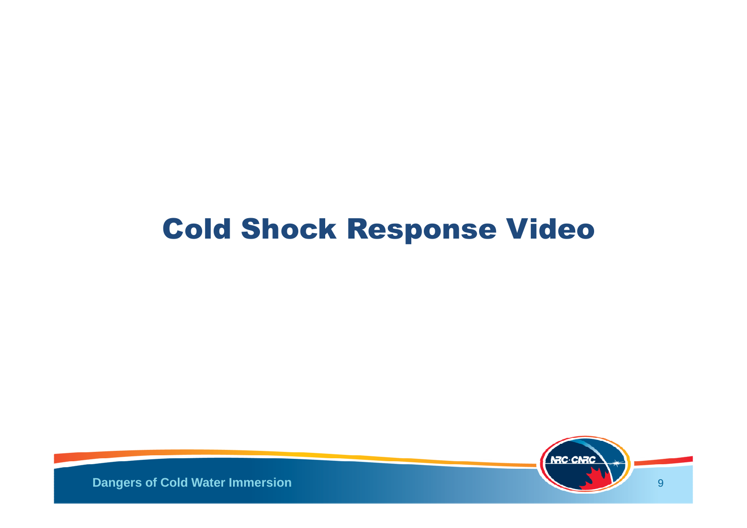# Cold Shock Response Video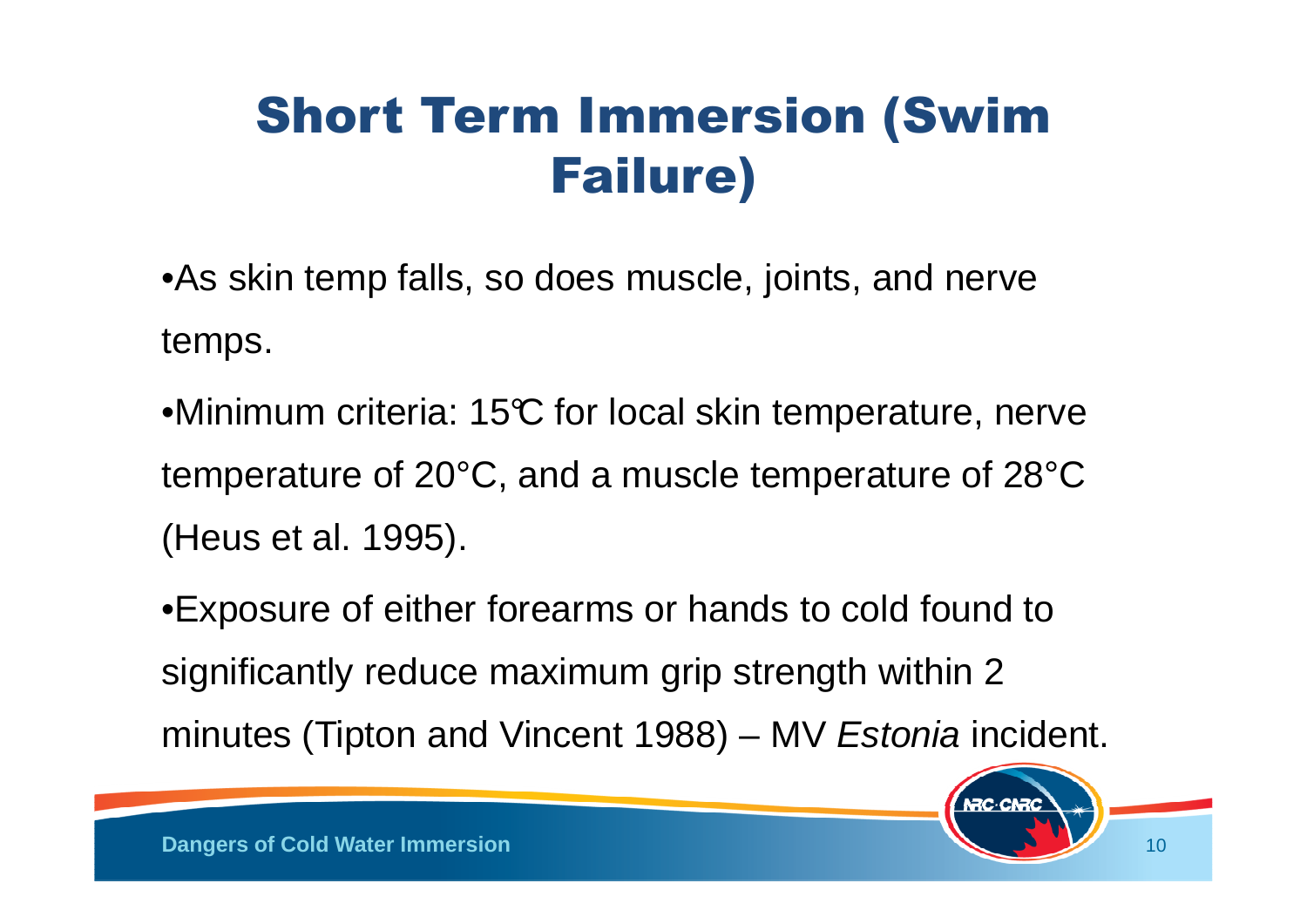# Short Term Immersion (Swim Failure)

- As skin temp falls, so does muscle, joints, and nerve temps.
- Minimum criteria: 15°C for local skin temperature, nerve temperature of 20°C, and a muscle temperature of 28°C (Heus et al. 1995).
- Exposure of either forearms or hands to cold found to significantly reduce maximum grip strength within 2 minutes (Tipton and Vincent 1988) – MV *Estonia* incident.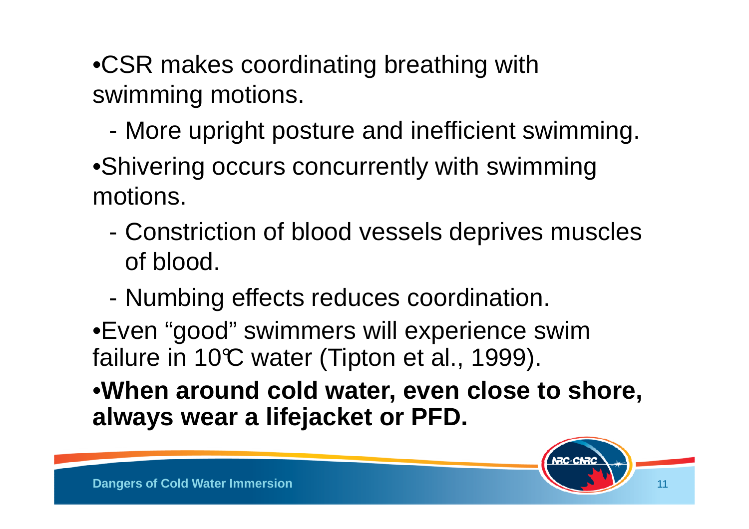- CSR makes coordinating breathing with swimming motions.
    - More upright posture and inefficient swimming.
- Shivering occurs concurrently with swimming motions.
    - Constriction of blood vessels deprives muscles of blood.
    - Numbing effects reduces coordination.
- Even “good” swimmers will experience swim failure in 10℃ water (Tipton et al., 1999).
- **When around cold water, even close to shore, always wear a lifejacket or PFD.**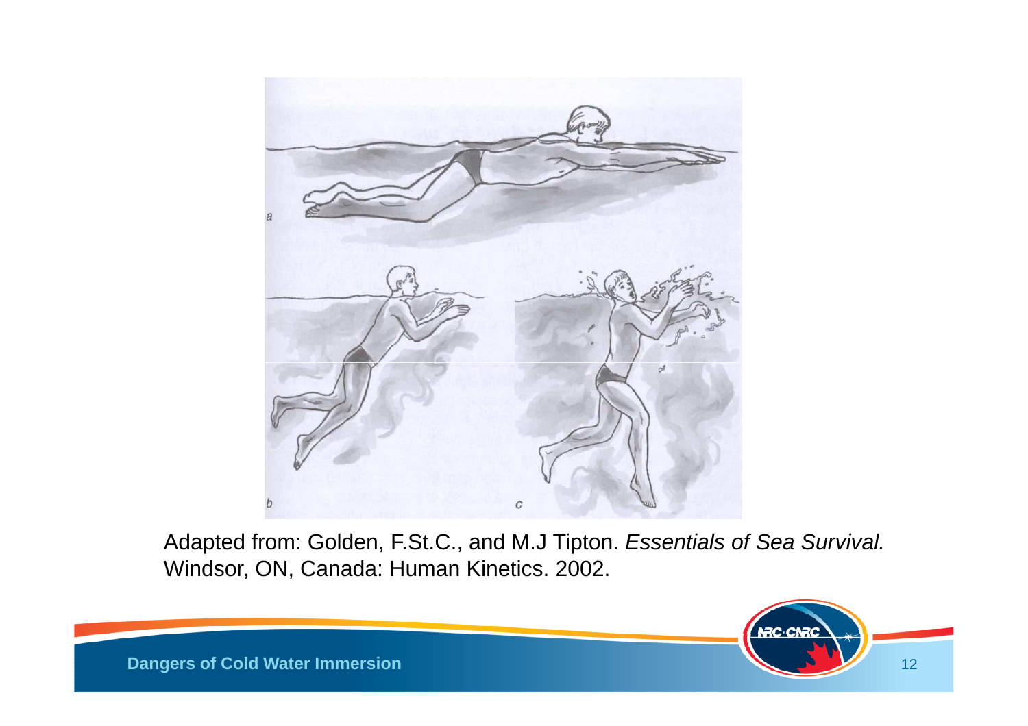Adapted from: Golden, F.St.C., and M.J Tipton. *Essentials of Sea Survival.* Windsor, ON, Canada: Human Kinetics. 2002.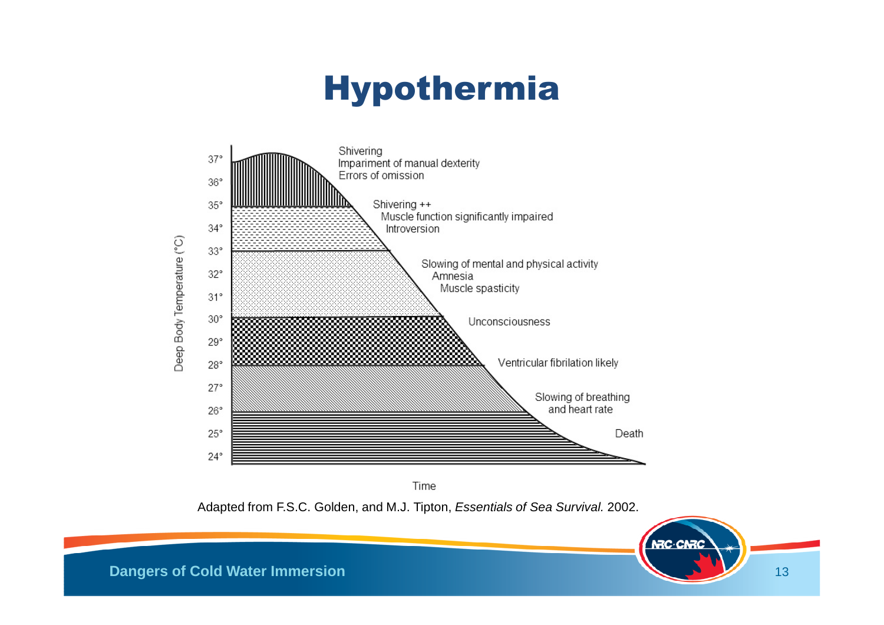# Hypothermia

Deep Body Temperature (°C)

| Deep Body Temperature (°C) | Effects |
| --- | --- |
| 37°–35° | Shivering<br>Impairment of manual dexterity<br>Errors of omission |
| 35°–33° | Shivering ++<br>Muscle function significantly impaired<br>Introversion |
| 33°–30° | Slowing of mental and physical activity<br>Amnesia<br>Muscle spasticity |
| 30°–28° | Unconsciousness |
| 28°–26° | Ventricular fibrilation likely |
| 26°–24° | Slowing of breathing and heart rate |
| 24° and below | Death |

Time

Adapted from F.S.C. Golden, and M.J. Tipton, *Essentials of Sea Survival.* 2002.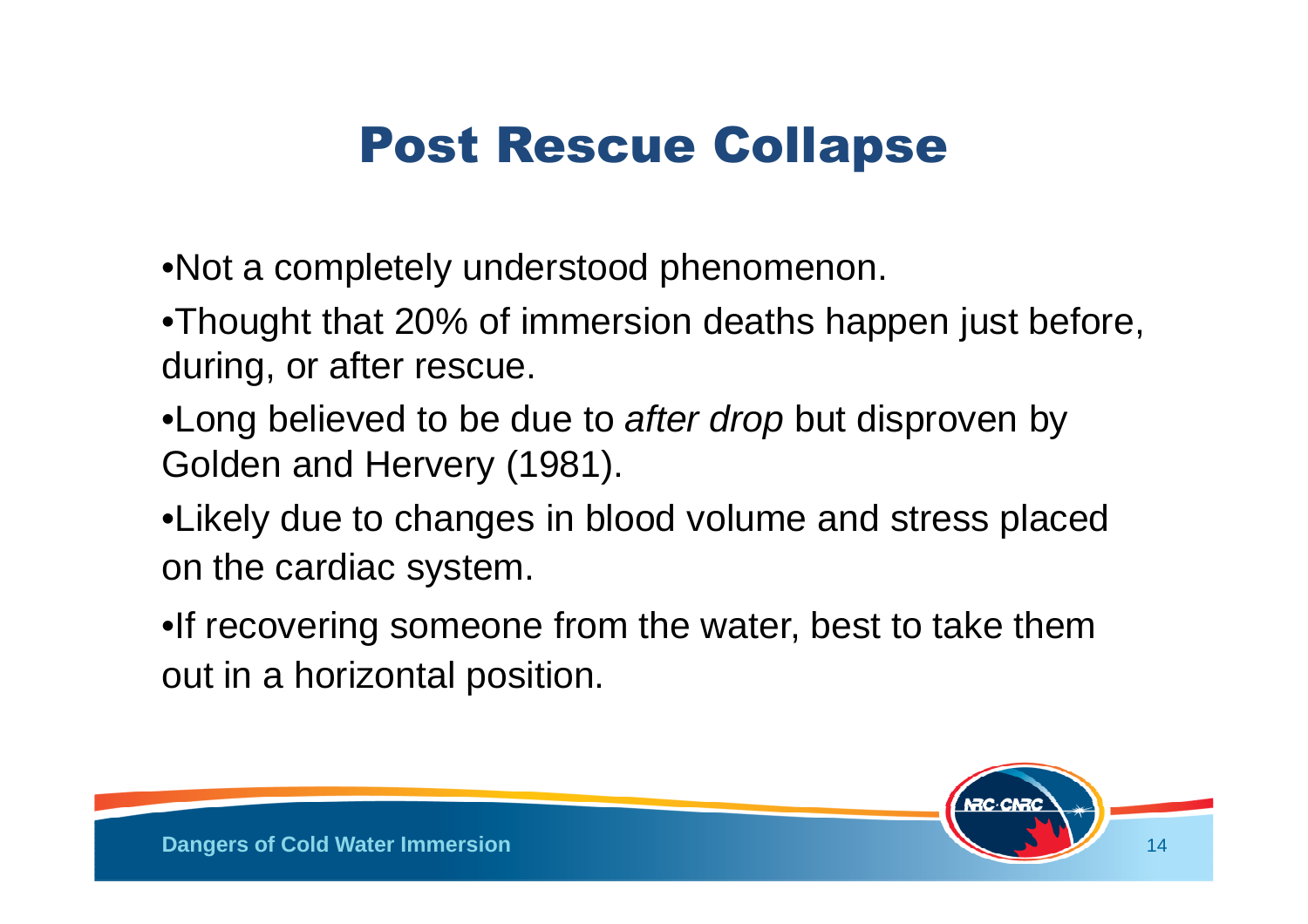# Post Rescue Collapse

- Not a completely understood phenomenon.
- Thought that 20% of immersion deaths happen just before, during, or after rescue.
- Long believed to be due to *after drop* but disproven by Golden and Hervery (1981).
- Likely due to changes in blood volume and stress placed on the cardiac system.
- If recovering someone from the water, best to take them out in a horizontal position.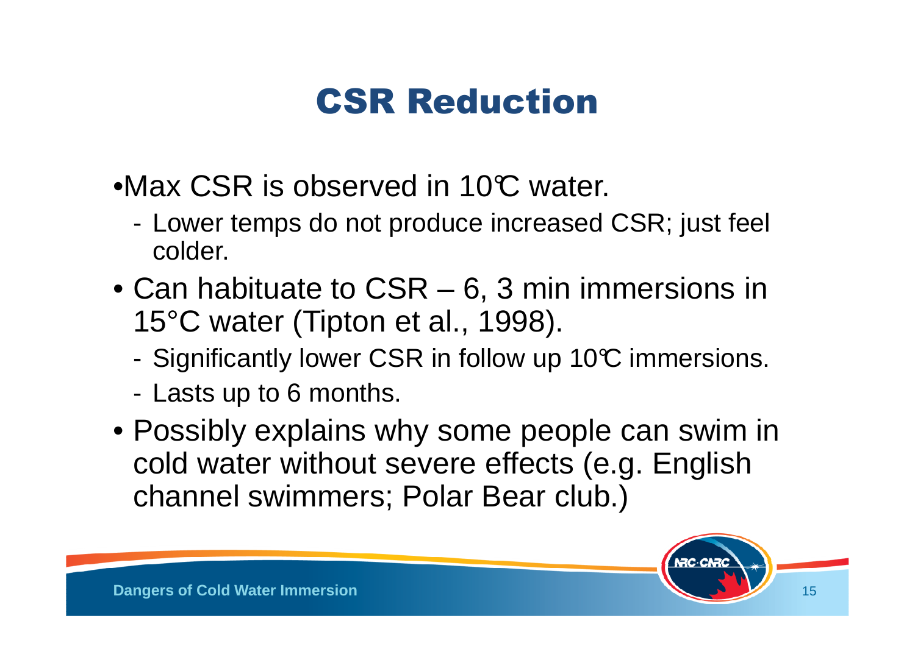# CSR Reduction

- Max CSR is observed in 10℃ water.
  - Lower temps do not produce increased CSR; just feel colder.
- Can habituate to CSR – 6, 3 min immersions in 15°C water (Tipton et al., 1998).
  - Significantly lower CSR in follow up 10℃ immersions.
  - Lasts up to 6 months.
- Possibly explains why some people can swim in cold water without severe effects (e.g. English channel swimmers; Polar Bear club.)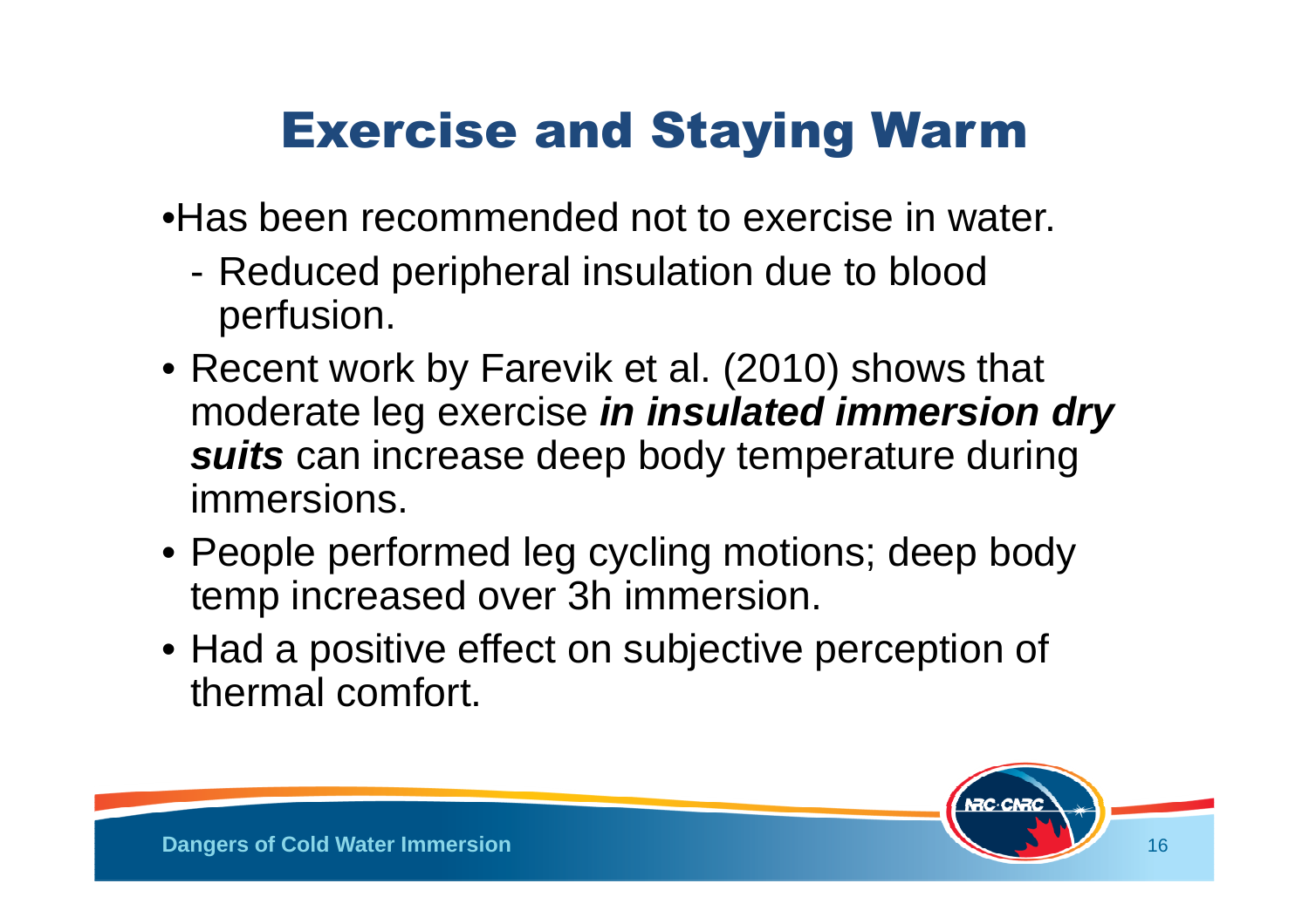# Exercise and Staying Warm

- Has been recommended not to exercise in water.
  - Reduced peripheral insulation due to blood perfusion.
- Recent work by Farevik et al. (2010) shows that moderate leg exercise ***in insulated immersion dry suits*** can increase deep body temperature during immersions.
- People performed leg cycling motions; deep body temp increased over 3h immersion.
- Had a positive effect on subjective perception of thermal comfort.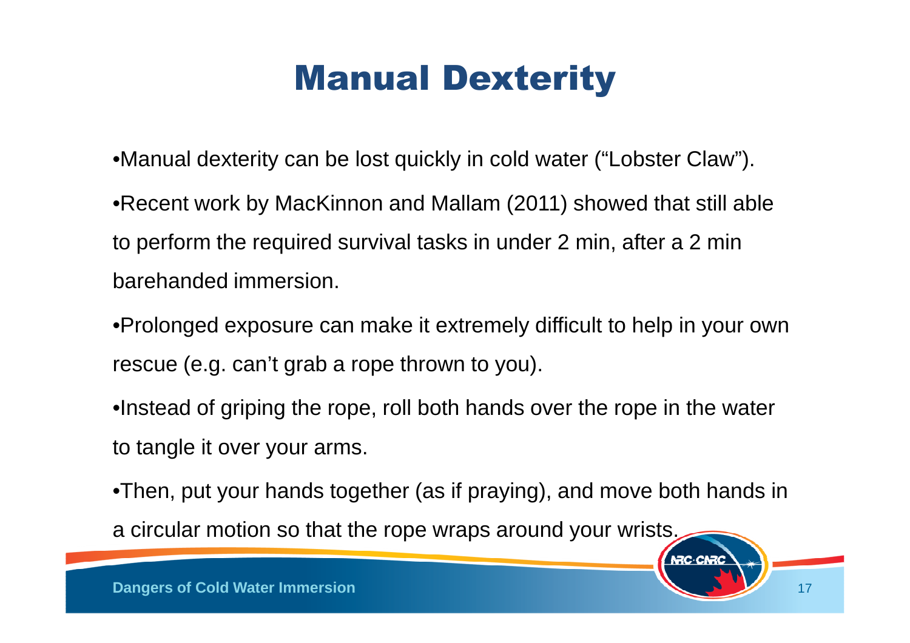# Manual Dexterity

- Manual dexterity can be lost quickly in cold water ("Lobster Claw").
- Recent work by MacKinnon and Mallam (2011) showed that still able to perform the required survival tasks in under 2 min, after a 2 min barehanded immersion.
- Prolonged exposure can make it extremely difficult to help in your own rescue (e.g. can't grab a rope thrown to you).
- Instead of griping the rope, roll both hands over the rope in the water to tangle it over your arms.
- Then, put your hands together (as if praying), and move both hands in a circular motion so that the rope wraps around your wrists.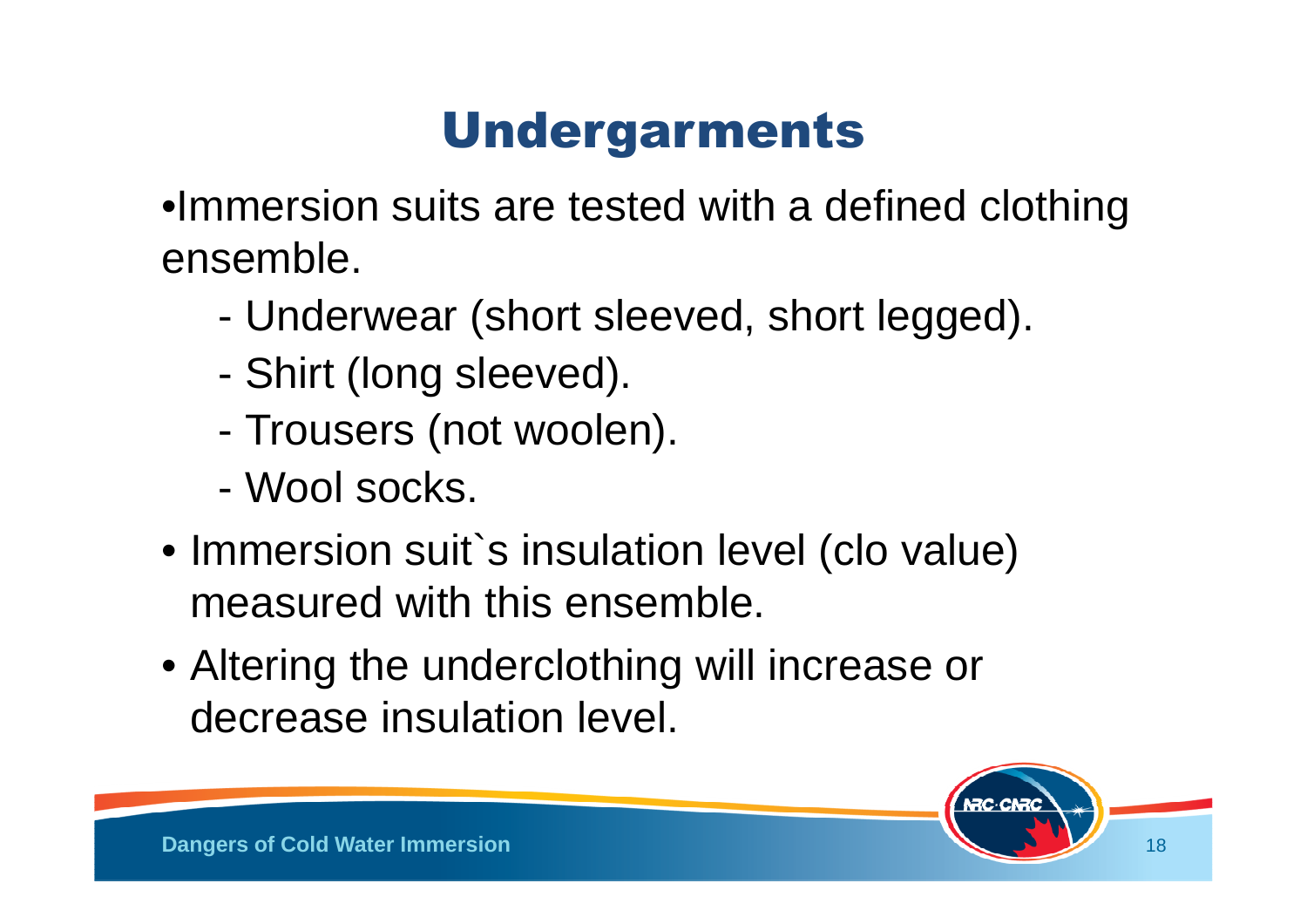# Undergarments

- Immersion suits are tested with a defined clothing ensemble.
  - Underwear (short sleeved, short legged).
  - Shirt (long sleeved).
  - Trousers (not woolen).
  - Wool socks.
- Immersion suit`s insulation level (clo value) measured with this ensemble.
- Altering the underclothing will increase or decrease insulation level.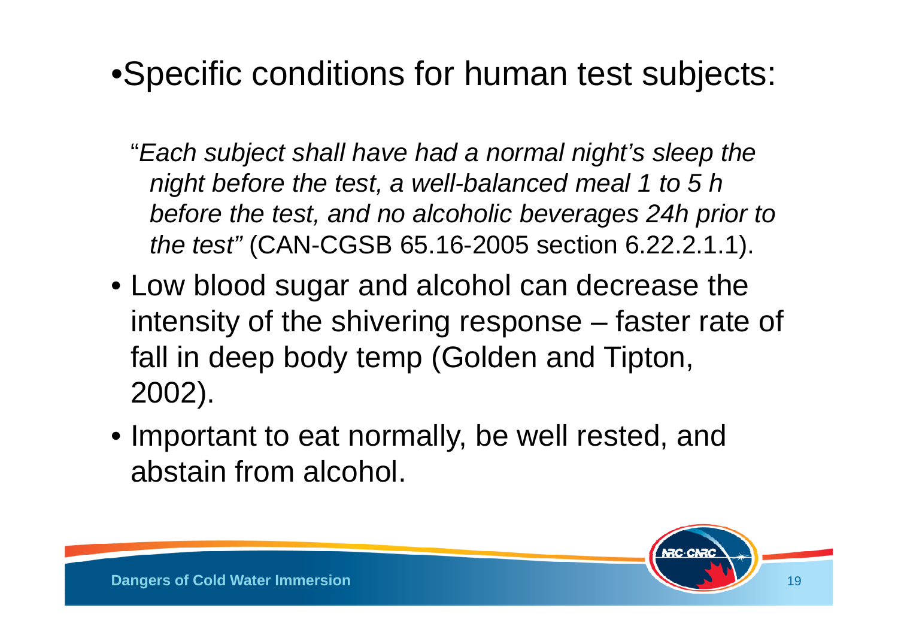- Specific conditions for human test subjects:

  "*Each subject shall have had a normal night's sleep the night before the test, a well-balanced meal 1 to 5 h before the test, and no alcoholic beverages 24h prior to the test*" (CAN-CGSB 65.16-2005 section 6.22.2.1.1).

- Low blood sugar and alcohol can decrease the intensity of the shivering response – faster rate of fall in deep body temp (Golden and Tipton, 2002).
- Important to eat normally, be well rested, and abstain from alcohol.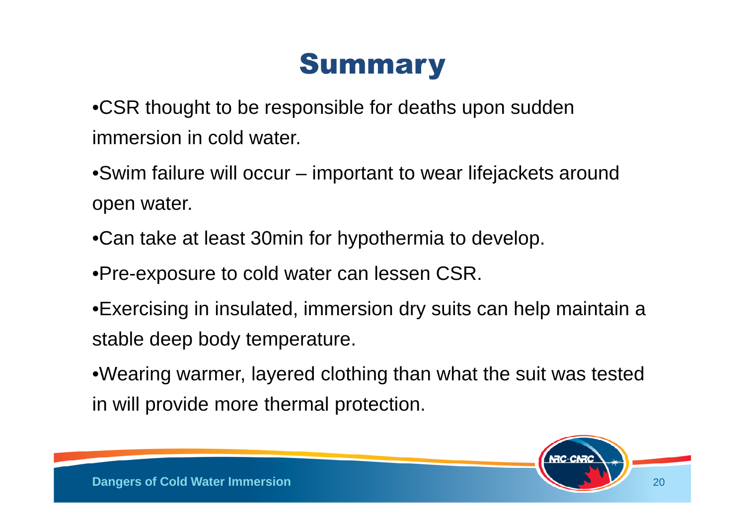# Summary

- CSR thought to be responsible for deaths upon sudden immersion in cold water.
- Swim failure will occur – important to wear lifejackets around open water.
- Can take at least 30min for hypothermia to develop.
- Pre-exposure to cold water can lessen CSR.
- Exercising in insulated, immersion dry suits can help maintain a stable deep body temperature.
- Wearing warmer, layered clothing than what the suit was tested in will provide more thermal protection.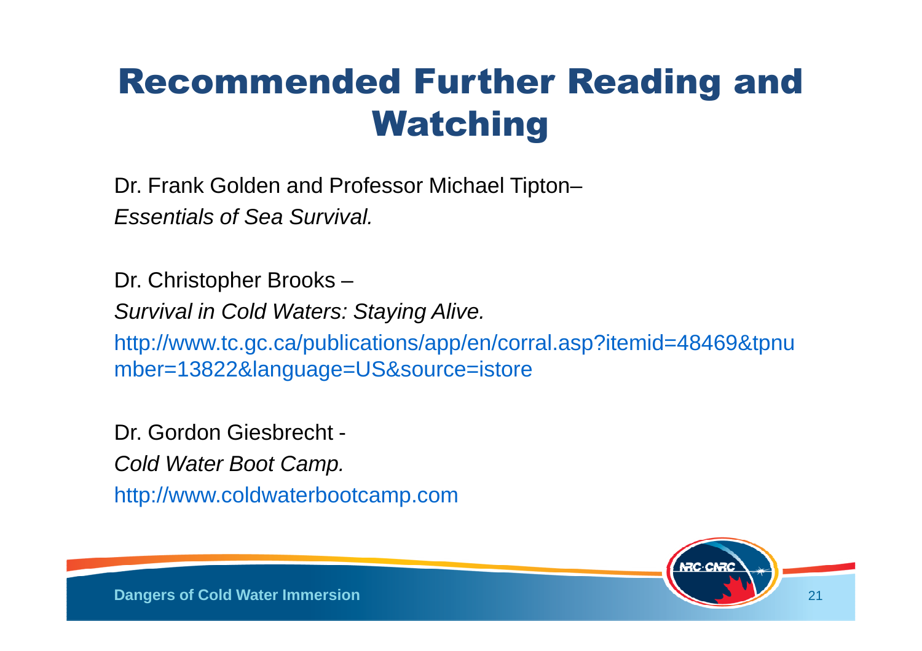# Recommended Further Reading and Watching

Dr. Frank Golden and Professor Michael Tipton–
*Essentials of Sea Survival.*

Dr. Christopher Brooks –
*Survival in Cold Waters: Staying Alive.*
http://www.tc.gc.ca/publications/app/en/corral.asp?itemid=48469&tpnumber=13822&language=US&source=istore

Dr. Gordon Giesbrecht -
*Cold Water Boot Camp.*
http://www.coldwaterbootcamp.com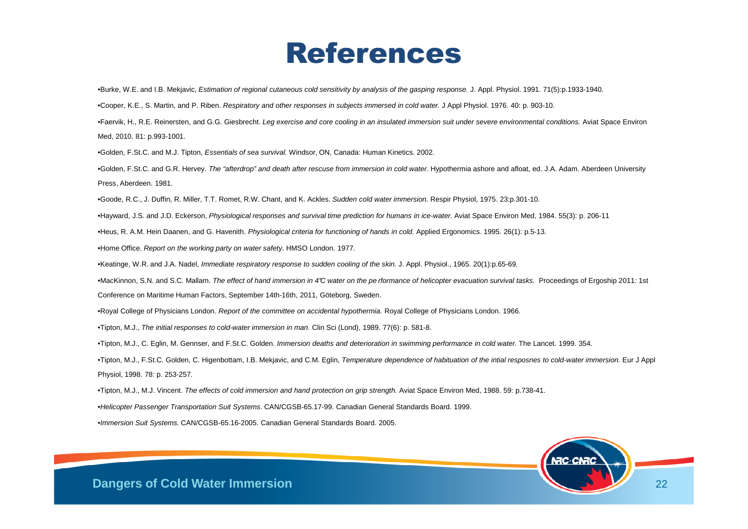# References

- Burke, W.E. and I.B. Mekjavic, *Estimation of regional cutaneous cold sensitivity by analysis of the gasping response.* J. Appl. Physiol. 1991. 71(5):p.1933-1940.
- Cooper, K.E., S. Martin, and P. Riben. *Respiratory and other responses in subjects immersed in cold water.* J Appl Physiol. 1976. 40: p. 903-10.
- Faervik, H., R.E. Reinersten, and G.G. Giesbrecht. *Leg exercise and core cooling in an insulated immersion suit under severe environmental conditions.* Aviat Space Environ Med, 2010. 81: p.993-1001.
- Golden, F.St.C. and M.J. Tipton, *Essentials of sea survival.* Windsor, ON, Canada: Human Kinetics. 2002.
- Golden, F.St.C. and G.R. Hervey. *The "afterdrop" and death after rescuse from immersion in cold water*. Hypothermia ashore and afloat, ed. J.A. Adam. Aberdeen University Press, Aberdeen. 1981.
- Goode, R.C., J. Duffin, R. Miller, T.T. Romet, R.W. Chant, and K. Ackles. *Sudden cold water immersion.* Respir Physiol, 1975. 23:p.301-10.
- Hayward, J.S. and J.D. Eckerson, *Physiological responses and survival time prediction for humans in ice-water.* Aviat Space Environ Med, 1984. 55(3): p. 206-11
- Heus, R. A.M. Hein Daanen, and G. Havenith. *Physiological criteria for functioning of hands in cold.* Applied Ergonomics. 1995. 26(1): p.5-13.
- Home Office. *Report on the working party on water safety.* HMSO London. 1977.
- Keatinge, W.R. and J.A. Nadel, *Immediate respiratory response to sudden cooling of the skin.* J. Appl. Physiol., 1965. 20(1):p.65-69.
- MacKinnon, S.N. and S.C. Mallam. *The effect of hand immersion in 4℃ water on the pe rformance of helicopter evacuation survival tasks.* Proceedings of Ergoship 2011: 1st Conference on Maritime Human Factors, September 14th-16th, 2011, Göteborg, Sweden.
- Royal College of Physicians London. *Report of the committee on accidental hypothermia.* Royal College of Physicians London. 1966.
- Tipton, M.J., *The initial responses to cold-water immersion in man.* Clin Sci (Lond), 1989. 77(6): p. 581-8.
- Tipton, M.J., C. Eglin, M. Gennser, and F.St.C. Golden. *Immersion deaths and deterioration in swimming performance in cold water.* The Lancet. 1999. 354.
- Tipton, M.J., F.St.C. Golden, C. Higenbottam, I.B. Mekjavic, and C.M. Eglin, *Temperature dependence of habituation of the intial resposnes to cold-water immersion.* Eur J Appl Physiol, 1998. 78: p. 253-257.
- Tipton, M.J., M.J. Vincent. *The effects of cold immersion and hand protection on grip strength.* Aviat Space Environ Med, 1988. 59: p.738-41.
- *Helicopter Passenger Transportation Suit Systems*. CAN/CGSB-65.17-99. Canadian General Standards Board. 1999.
- *Immersion Suit Systems.* CAN/CGSB-65.16-2005. Canadian General Standards Board. 2005.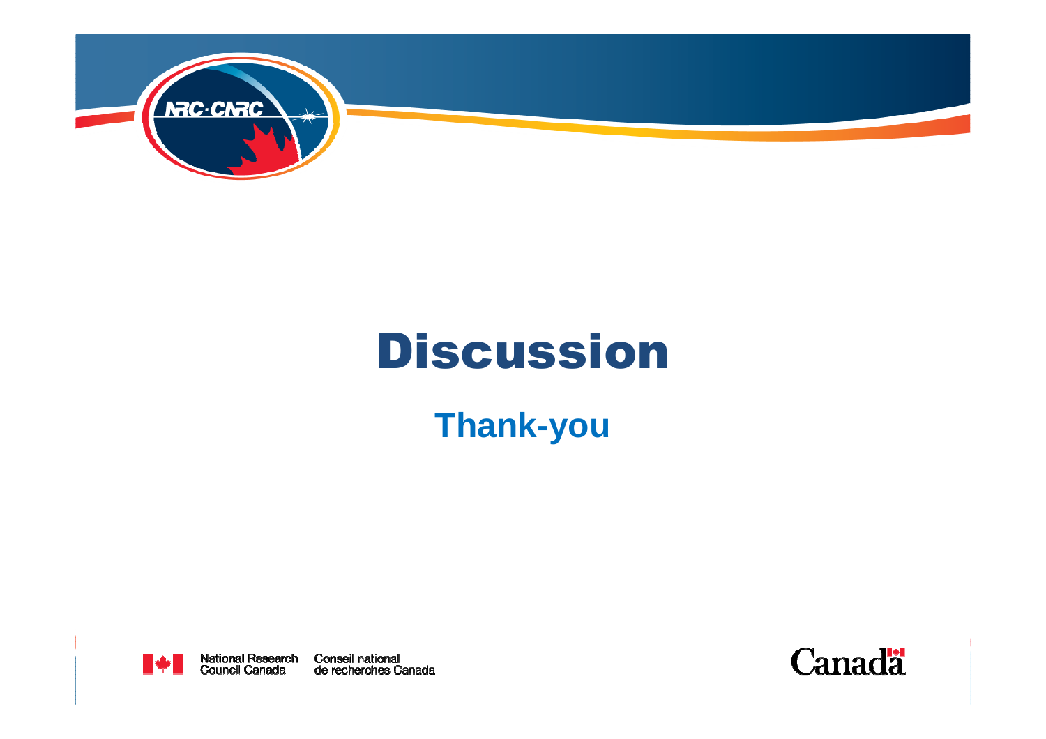# Discussion

## Thank-you